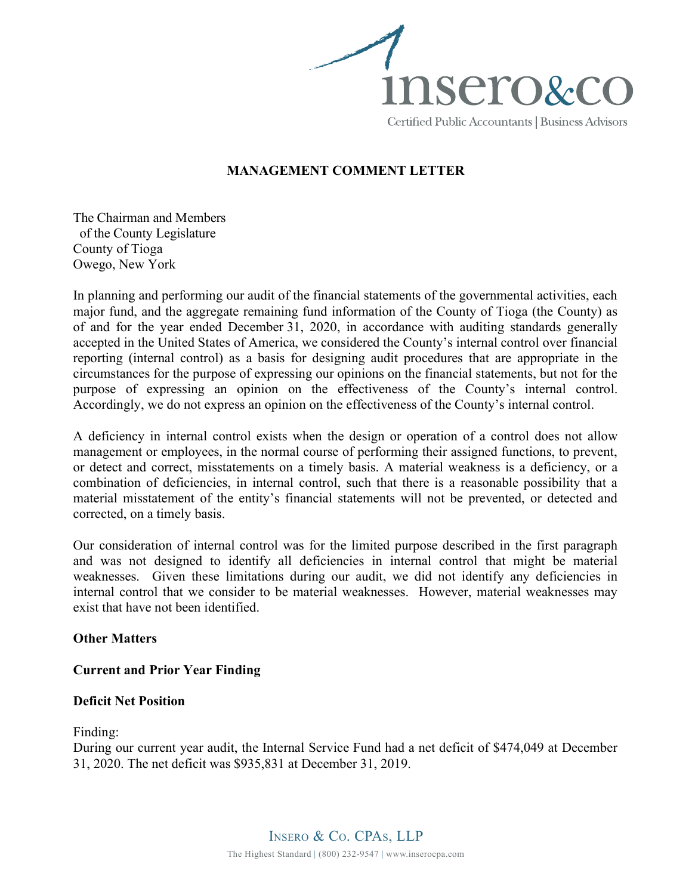## MANAGEMENT COMMENT LETTER

The Chairman and Members
of the County Legislature
County of Tioga
Owego, New York

In planning and performing our audit of the financial statements of the governmental activities, each major fund, and the aggregate remaining fund information of the County of Tioga (the County) as of and for the year ended December 31, 2020, in accordance with auditing standards generally accepted in the United States of America, we considered the County's internal control over financial reporting (internal control) as a basis for designing audit procedures that are appropriate in the circumstances for the purpose of expressing our opinions on the financial statements, but not for the purpose of expressing an opinion on the effectiveness of the County's internal control. Accordingly, we do not express an opinion on the effectiveness of the County's internal control.

A deficiency in internal control exists when the design or operation of a control does not allow management or employees, in the normal course of performing their assigned functions, to prevent, or detect and correct, misstatements on a timely basis. A material weakness is a deficiency, or a combination of deficiencies, in internal control, such that there is a reasonable possibility that a material misstatement of the entity's financial statements will not be prevented, or detected and corrected, on a timely basis.

Our consideration of internal control was for the limited purpose described in the first paragraph and was not designed to identify all deficiencies in internal control that might be material weaknesses. Given these limitations during our audit, we did not identify any deficiencies in internal control that we consider to be material weaknesses. However, material weaknesses may exist that have not been identified.

**Other Matters**

**Current and Prior Year Finding**

**Deficit Net Position**

Finding:
During our current year audit, the Internal Service Fund had a net deficit of $474,049 at December 31, 2020. The net deficit was $935,831 at December 31, 2019.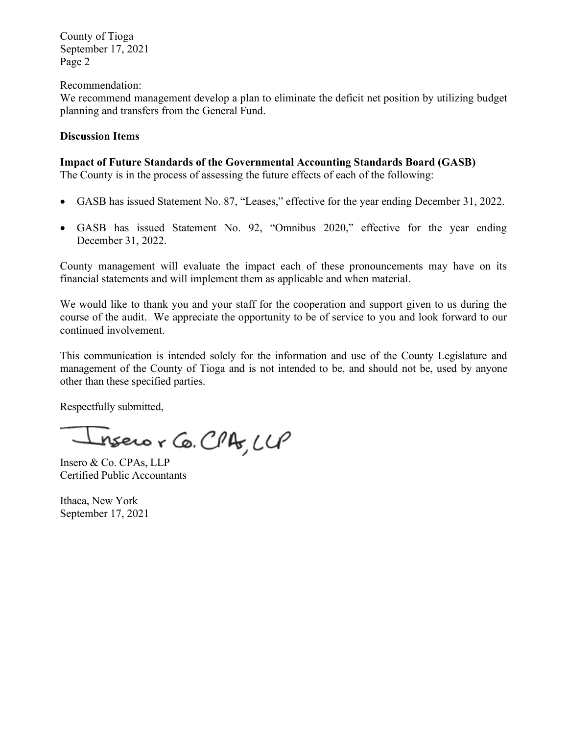Recommendation:
We recommend management develop a plan to eliminate the deficit net position by utilizing budget planning and transfers from the General Fund.

**Discussion Items**

**Impact of Future Standards of the Governmental Accounting Standards Board (GASB)**
The County is in the process of assessing the future effects of each of the following:

- GASB has issued Statement No. 87, "Leases," effective for the year ending December 31, 2022.
- GASB has issued Statement No. 92, "Omnibus 2020," effective for the year ending December 31, 2022.

County management will evaluate the impact each of these pronouncements may have on its financial statements and will implement them as applicable and when material.

We would like to thank you and your staff for the cooperation and support given to us during the course of the audit. We appreciate the opportunity to be of service to you and look forward to our continued involvement.

This communication is intended solely for the information and use of the County Legislature and management of the County of Tioga and is not intended to be, and should not be, used by anyone other than these specified parties.

Respectfully submitted,

Insero & Co. CPAs, LLP

Insero & Co. CPAs, LLP
Certified Public Accountants

Ithaca, New York
September 17, 2021